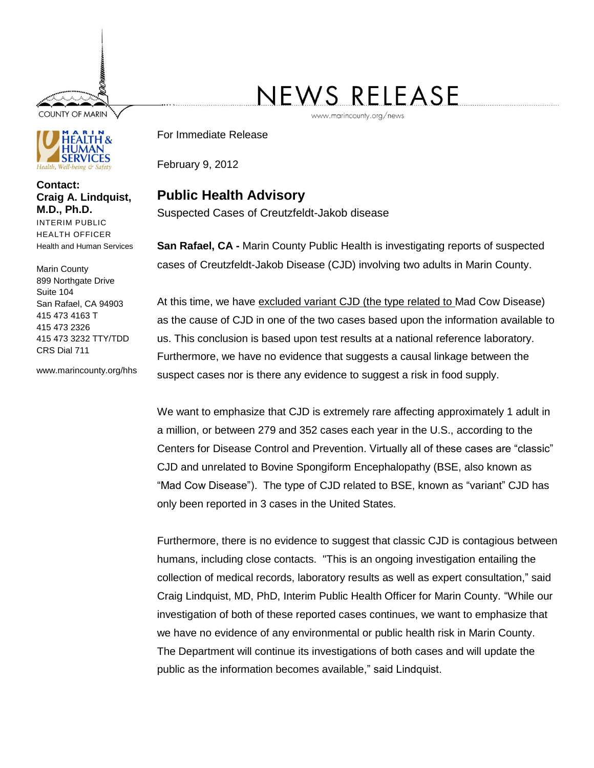COUNTY OF MARIN

# NEWS RELEASE

www.marincounty.org/news

MARIN HEALTH & HUMAN SERVICES
*Health, Well-being & Safety*

**Contact:**
**Craig A. Lindquist, M.D., Ph.D.**
INTERIM PUBLIC HEALTH OFFICER
Health and Human Services

Marin County
899 Northgate Drive
Suite 104
San Rafael, CA 94903
415 473 4163 T
415 473 2326
415 473 3232 TTY/TDD
CRS Dial 711

www.marincounty.org/hhs

For Immediate Release

February 9, 2012

## Public Health Advisory

Suspected Cases of Creutzfeldt-Jakob disease

**San Rafael, CA -** Marin County Public Health is investigating reports of suspected cases of Creutzfeldt-Jakob Disease (CJD) involving two adults in Marin County.

At this time, we have excluded variant CJD (the type related to Mad Cow Disease) as the cause of CJD in one of the two cases based upon the information available to us. This conclusion is based upon test results at a national reference laboratory. Furthermore, we have no evidence that suggests a causal linkage between the suspect cases nor is there any evidence to suggest a risk in food supply.

We want to emphasize that CJD is extremely rare affecting approximately 1 adult in a million, or between 279 and 352 cases each year in the U.S., according to the Centers for Disease Control and Prevention. Virtually all of these cases are "classic" CJD and unrelated to Bovine Spongiform Encephalopathy (BSE, also known as "Mad Cow Disease"). The type of CJD related to BSE, known as "variant" CJD has only been reported in 3 cases in the United States.

Furthermore, there is no evidence to suggest that classic CJD is contagious between humans, including close contacts. "This is an ongoing investigation entailing the collection of medical records, laboratory results as well as expert consultation," said Craig Lindquist, MD, PhD, Interim Public Health Officer for Marin County. "While our investigation of both of these reported cases continues, we want to emphasize that we have no evidence of any environmental or public health risk in Marin County. The Department will continue its investigations of both cases and will update the public as the information becomes available," said Lindquist.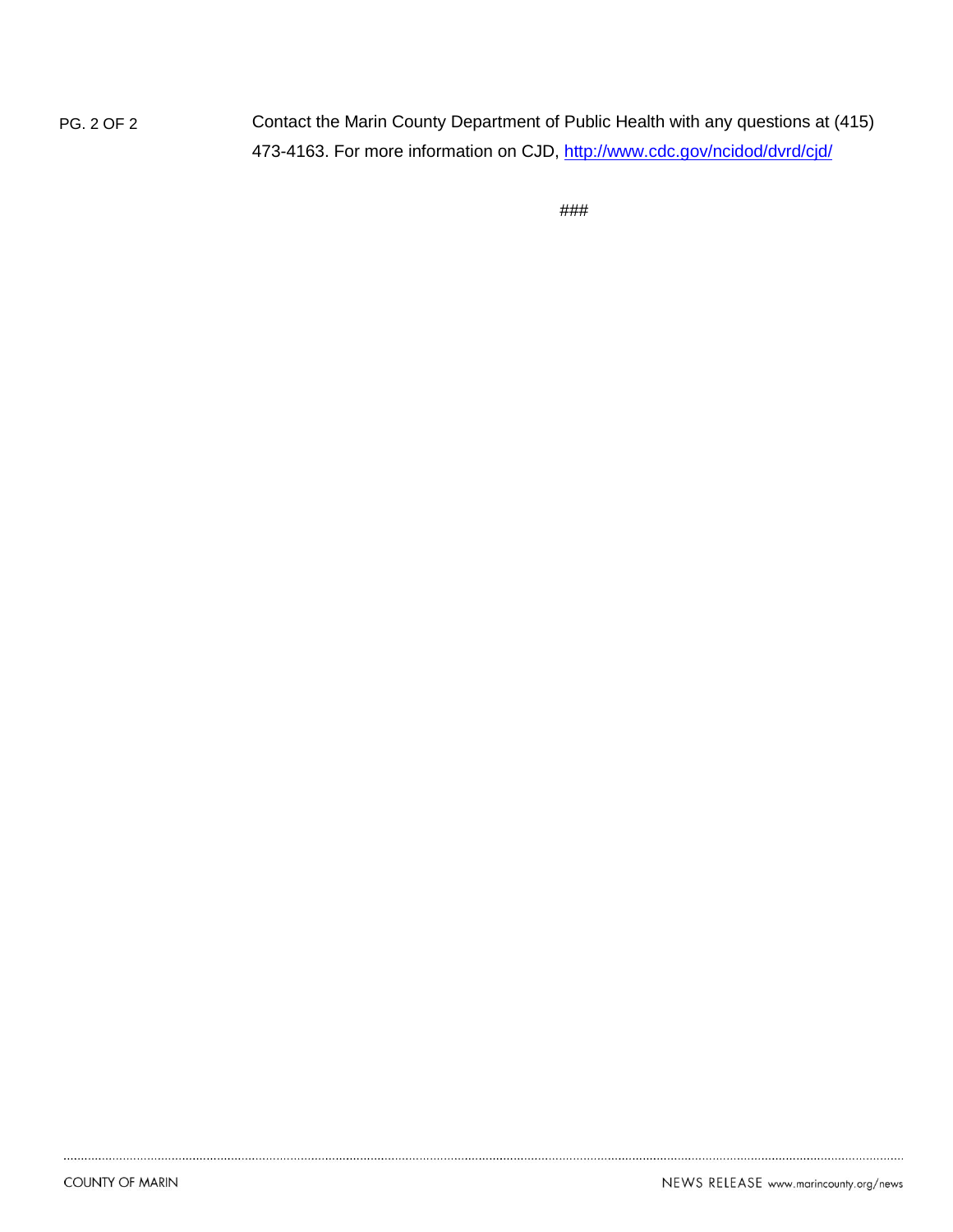Contact the Marin County Department of Public Health with any questions at (415) 473-4163. For more information on CJD, http://www.cdc.gov/ncidod/dvrd/cjd/

###